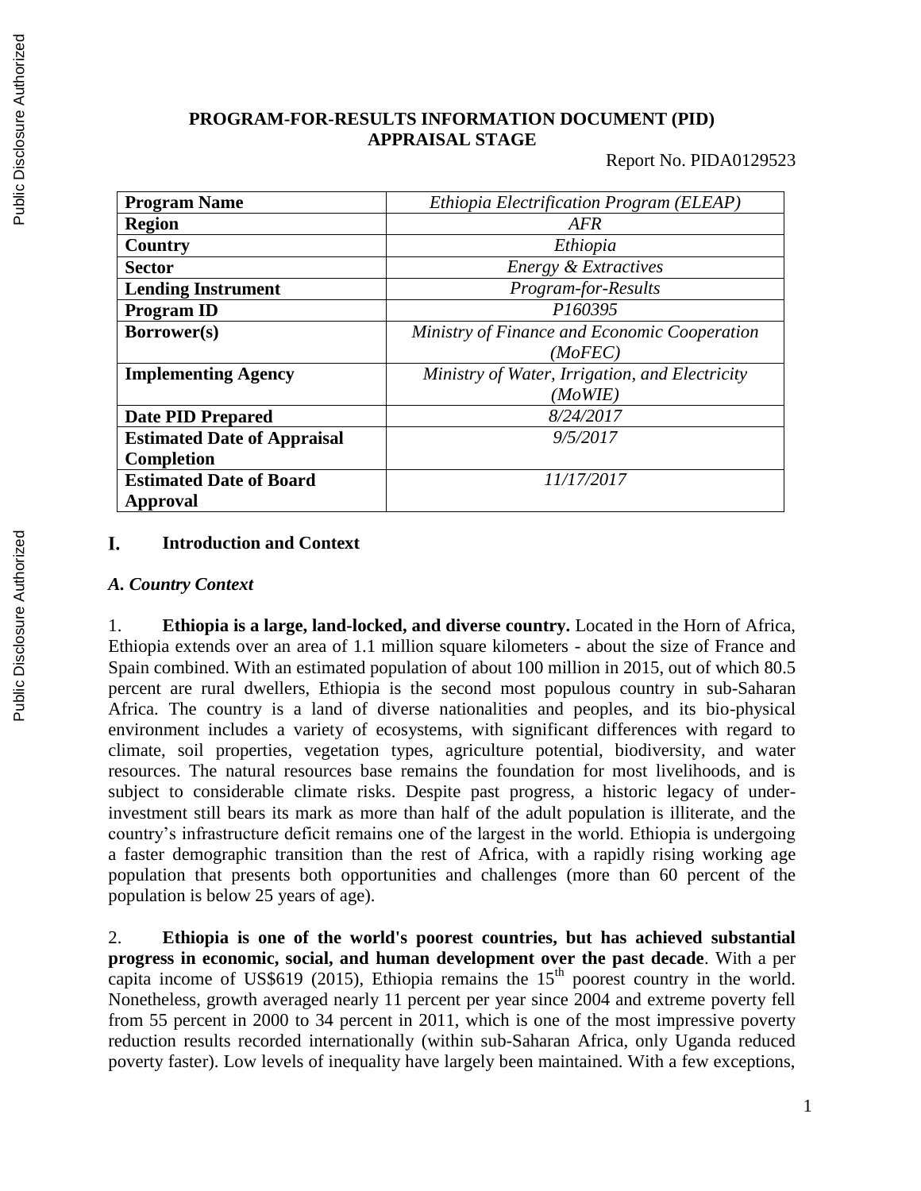# PROGRAM-FOR-RESULTS INFORMATION DOCUMENT (PID)
## APPRAISAL STAGE

Report No. PIDA0129523

| Program Name | *Ethiopia Electrification Program (ELEAP)* |
|---|---|
| **Region** | *AFR* |
| **Country** | *Ethiopia* |
| **Sector** | *Energy & Extractives* |
| **Lending Instrument** | *Program-for-Results* |
| **Program ID** | *P160395* |
| **Borrower(s)** | *Ministry of Finance and Economic Cooperation (MoFEC)* |
| **Implementing Agency** | *Ministry of Water, Irrigation, and Electricity (MoWIE)* |
| **Date PID Prepared** | *8/24/2017* |
| **Estimated Date of Appraisal Completion** | *9/5/2017* |
| **Estimated Date of Board Approval** | *11/17/2017* |

## I. Introduction and Context

### *A. Country Context*

1. **Ethiopia is a large, land-locked, and diverse country.** Located in the Horn of Africa, Ethiopia extends over an area of 1.1 million square kilometers - about the size of France and Spain combined. With an estimated population of about 100 million in 2015, out of which 80.5 percent are rural dwellers, Ethiopia is the second most populous country in sub-Saharan Africa. The country is a land of diverse nationalities and peoples, and its bio-physical environment includes a variety of ecosystems, with significant differences with regard to climate, soil properties, vegetation types, agriculture potential, biodiversity, and water resources. The natural resources base remains the foundation for most livelihoods, and is subject to considerable climate risks. Despite past progress, a historic legacy of under-investment still bears its mark as more than half of the adult population is illiterate, and the country's infrastructure deficit remains one of the largest in the world. Ethiopia is undergoing a faster demographic transition than the rest of Africa, with a rapidly rising working age population that presents both opportunities and challenges (more than 60 percent of the population is below 25 years of age).

2. **Ethiopia is one of the world's poorest countries, but has achieved substantial progress in economic, social, and human development over the past decade**. With a per capita income of US$619 (2015), Ethiopia remains the 15th poorest country in the world. Nonetheless, growth averaged nearly 11 percent per year since 2004 and extreme poverty fell from 55 percent in 2000 to 34 percent in 2011, which is one of the most impressive poverty reduction results recorded internationally (within sub-Saharan Africa, only Uganda reduced poverty faster). Low levels of inequality have largely been maintained. With a few exceptions,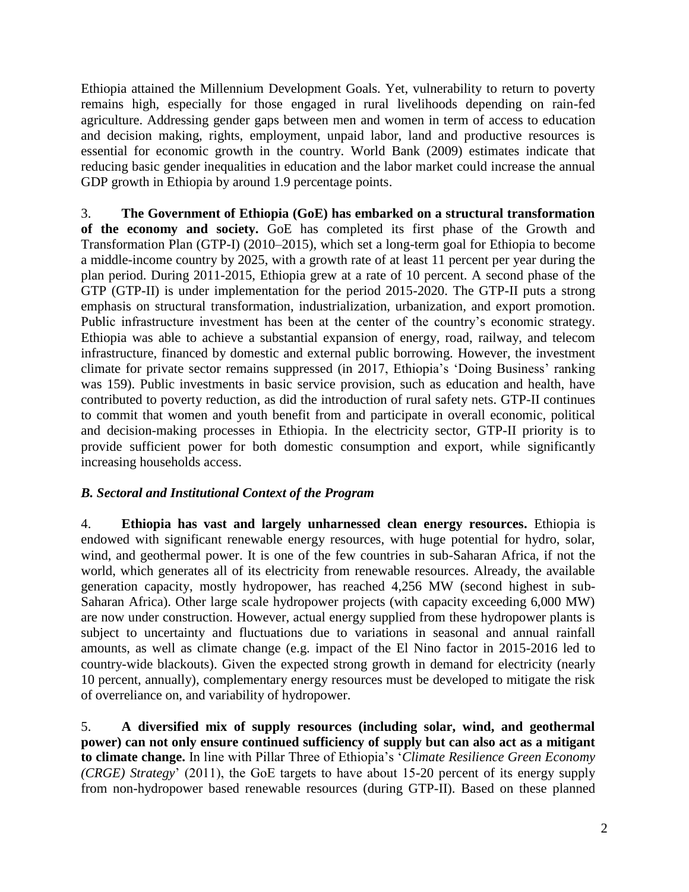Ethiopia attained the Millennium Development Goals. Yet, vulnerability to return to poverty remains high, especially for those engaged in rural livelihoods depending on rain-fed agriculture. Addressing gender gaps between men and women in term of access to education and decision making, rights, employment, unpaid labor, land and productive resources is essential for economic growth in the country. World Bank (2009) estimates indicate that reducing basic gender inequalities in education and the labor market could increase the annual GDP growth in Ethiopia by around 1.9 percentage points.

3. **The Government of Ethiopia (GoE) has embarked on a structural transformation of the economy and society.** GoE has completed its first phase of the Growth and Transformation Plan (GTP-I) (2010–2015), which set a long-term goal for Ethiopia to become a middle-income country by 2025, with a growth rate of at least 11 percent per year during the plan period. During 2011-2015, Ethiopia grew at a rate of 10 percent. A second phase of the GTP (GTP-II) is under implementation for the period 2015-2020. The GTP-II puts a strong emphasis on structural transformation, industrialization, urbanization, and export promotion. Public infrastructure investment has been at the center of the country's economic strategy. Ethiopia was able to achieve a substantial expansion of energy, road, railway, and telecom infrastructure, financed by domestic and external public borrowing. However, the investment climate for private sector remains suppressed (in 2017, Ethiopia's 'Doing Business' ranking was 159). Public investments in basic service provision, such as education and health, have contributed to poverty reduction, as did the introduction of rural safety nets. GTP-II continues to commit that women and youth benefit from and participate in overall economic, political and decision-making processes in Ethiopia. In the electricity sector, GTP-II priority is to provide sufficient power for both domestic consumption and export, while significantly increasing households access.

### *B. Sectoral and Institutional Context of the Program*

4. **Ethiopia has vast and largely unharnessed clean energy resources.** Ethiopia is endowed with significant renewable energy resources, with huge potential for hydro, solar, wind, and geothermal power. It is one of the few countries in sub-Saharan Africa, if not the world, which generates all of its electricity from renewable resources. Already, the available generation capacity, mostly hydropower, has reached 4,256 MW (second highest in sub-Saharan Africa). Other large scale hydropower projects (with capacity exceeding 6,000 MW) are now under construction. However, actual energy supplied from these hydropower plants is subject to uncertainty and fluctuations due to variations in seasonal and annual rainfall amounts, as well as climate change (e.g. impact of the El Nino factor in 2015-2016 led to country-wide blackouts). Given the expected strong growth in demand for electricity (nearly 10 percent, annually), complementary energy resources must be developed to mitigate the risk of overreliance on, and variability of hydropower.

5. **A diversified mix of supply resources (including solar, wind, and geothermal power) can not only ensure continued sufficiency of supply but can also act as a mitigant to climate change.** In line with Pillar Three of Ethiopia's '*Climate Resilience Green Economy (CRGE) Strategy*' (2011), the GoE targets to have about 15-20 percent of its energy supply from non-hydropower based renewable resources (during GTP-II). Based on these planned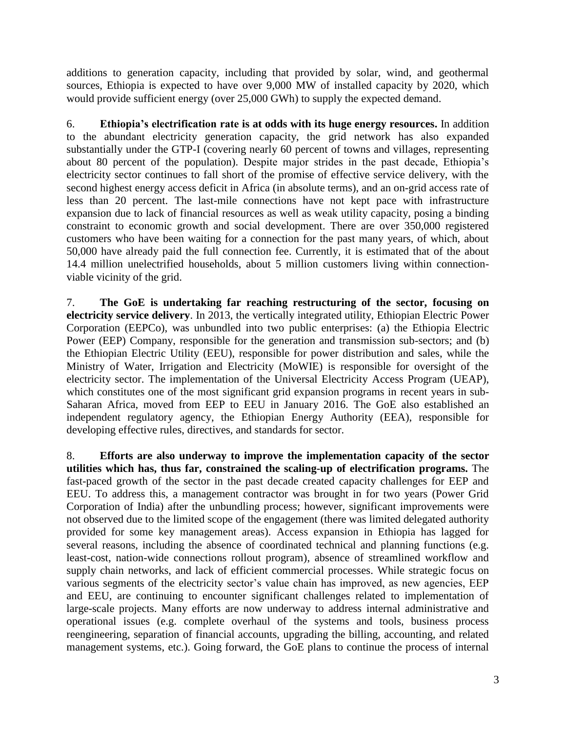additions to generation capacity, including that provided by solar, wind, and geothermal sources, Ethiopia is expected to have over 9,000 MW of installed capacity by 2020, which would provide sufficient energy (over 25,000 GWh) to supply the expected demand.

6. **Ethiopia's electrification rate is at odds with its huge energy resources.** In addition to the abundant electricity generation capacity, the grid network has also expanded substantially under the GTP-I (covering nearly 60 percent of towns and villages, representing about 80 percent of the population). Despite major strides in the past decade, Ethiopia's electricity sector continues to fall short of the promise of effective service delivery, with the second highest energy access deficit in Africa (in absolute terms), and an on-grid access rate of less than 20 percent. The last-mile connections have not kept pace with infrastructure expansion due to lack of financial resources as well as weak utility capacity, posing a binding constraint to economic growth and social development. There are over 350,000 registered customers who have been waiting for a connection for the past many years, of which, about 50,000 have already paid the full connection fee. Currently, it is estimated that of the about 14.4 million unelectrified households, about 5 million customers living within connection-viable vicinity of the grid.

7. **The GoE is undertaking far reaching restructuring of the sector, focusing on electricity service delivery**. In 2013, the vertically integrated utility, Ethiopian Electric Power Corporation (EEPCo), was unbundled into two public enterprises: (a) the Ethiopia Electric Power (EEP) Company, responsible for the generation and transmission sub-sectors; and (b) the Ethiopian Electric Utility (EEU), responsible for power distribution and sales, while the Ministry of Water, Irrigation and Electricity (MoWIE) is responsible for oversight of the electricity sector. The implementation of the Universal Electricity Access Program (UEAP), which constitutes one of the most significant grid expansion programs in recent years in sub-Saharan Africa, moved from EEP to EEU in January 2016. The GoE also established an independent regulatory agency, the Ethiopian Energy Authority (EEA), responsible for developing effective rules, directives, and standards for sector.

8. **Efforts are also underway to improve the implementation capacity of the sector utilities which has, thus far, constrained the scaling-up of electrification programs.** The fast-paced growth of the sector in the past decade created capacity challenges for EEP and EEU. To address this, a management contractor was brought in for two years (Power Grid Corporation of India) after the unbundling process; however, significant improvements were not observed due to the limited scope of the engagement (there was limited delegated authority provided for some key management areas). Access expansion in Ethiopia has lagged for several reasons, including the absence of coordinated technical and planning functions (e.g. least-cost, nation-wide connections rollout program), absence of streamlined workflow and supply chain networks, and lack of efficient commercial processes. While strategic focus on various segments of the electricity sector's value chain has improved, as new agencies, EEP and EEU, are continuing to encounter significant challenges related to implementation of large-scale projects. Many efforts are now underway to address internal administrative and operational issues (e.g. complete overhaul of the systems and tools, business process reengineering, separation of financial accounts, upgrading the billing, accounting, and related management systems, etc.). Going forward, the GoE plans to continue the process of internal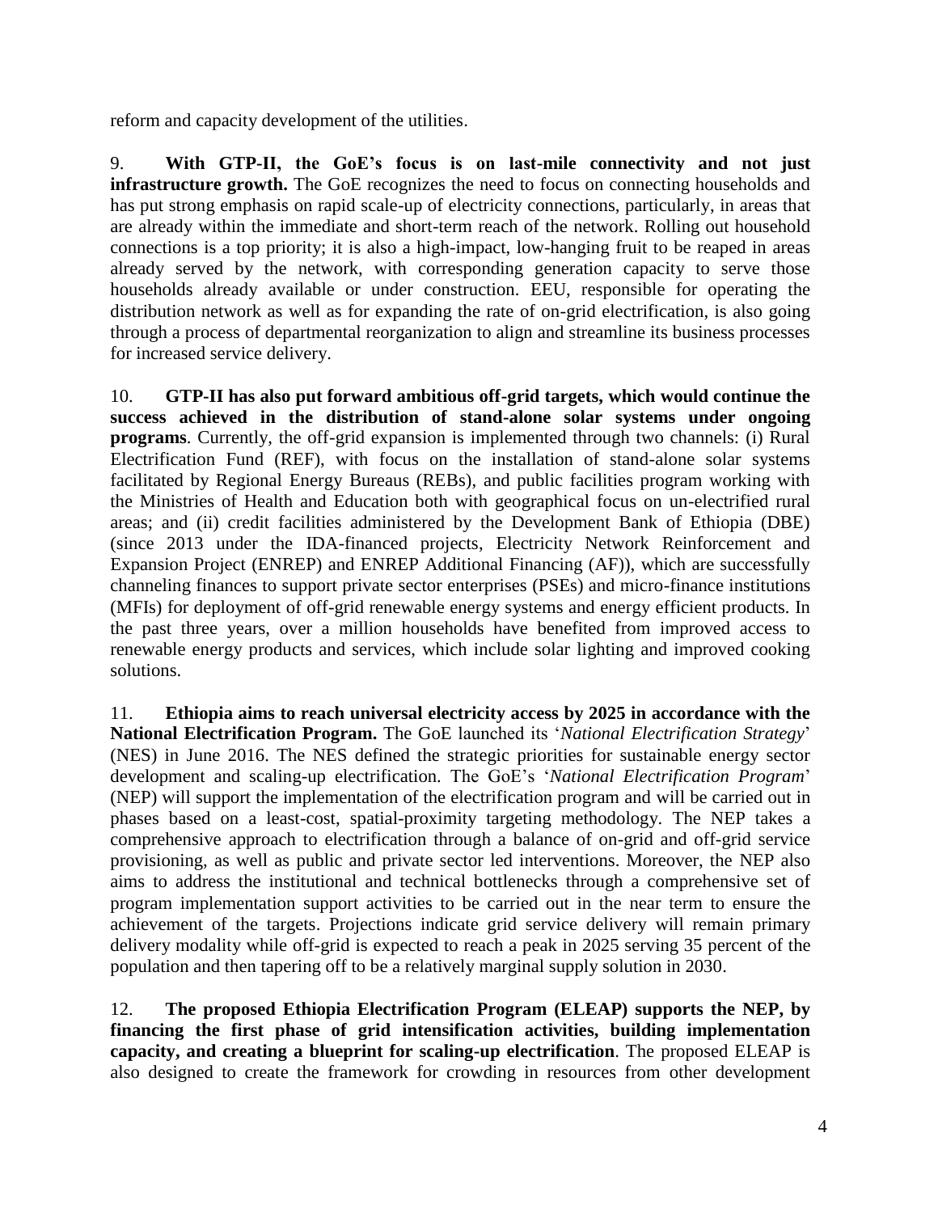reform and capacity development of the utilities.

9. **With GTP-II, the GoE's focus is on last-mile connectivity and not just infrastructure growth.** The GoE recognizes the need to focus on connecting households and has put strong emphasis on rapid scale-up of electricity connections, particularly, in areas that are already within the immediate and short-term reach of the network. Rolling out household connections is a top priority; it is also a high-impact, low-hanging fruit to be reaped in areas already served by the network, with corresponding generation capacity to serve those households already available or under construction. EEU, responsible for operating the distribution network as well as for expanding the rate of on-grid electrification, is also going through a process of departmental reorganization to align and streamline its business processes for increased service delivery.

10. **GTP-II has also put forward ambitious off-grid targets, which would continue the success achieved in the distribution of stand-alone solar systems under ongoing programs**. Currently, the off-grid expansion is implemented through two channels: (i) Rural Electrification Fund (REF), with focus on the installation of stand-alone solar systems facilitated by Regional Energy Bureaus (REBs), and public facilities program working with the Ministries of Health and Education both with geographical focus on un-electrified rural areas; and (ii) credit facilities administered by the Development Bank of Ethiopia (DBE) (since 2013 under the IDA-financed projects, Electricity Network Reinforcement and Expansion Project (ENREP) and ENREP Additional Financing (AF)), which are successfully channeling finances to support private sector enterprises (PSEs) and micro-finance institutions (MFIs) for deployment of off-grid renewable energy systems and energy efficient products. In the past three years, over a million households have benefited from improved access to renewable energy products and services, which include solar lighting and improved cooking solutions.

11. **Ethiopia aims to reach universal electricity access by 2025 in accordance with the National Electrification Program.** The GoE launched its '*National Electrification Strategy*' (NES) in June 2016. The NES defined the strategic priorities for sustainable energy sector development and scaling-up electrification. The GoE's '*National Electrification Program*' (NEP) will support the implementation of the electrification program and will be carried out in phases based on a least-cost, spatial-proximity targeting methodology. The NEP takes a comprehensive approach to electrification through a balance of on-grid and off-grid service provisioning, as well as public and private sector led interventions. Moreover, the NEP also aims to address the institutional and technical bottlenecks through a comprehensive set of program implementation support activities to be carried out in the near term to ensure the achievement of the targets. Projections indicate grid service delivery will remain primary delivery modality while off-grid is expected to reach a peak in 2025 serving 35 percent of the population and then tapering off to be a relatively marginal supply solution in 2030.

12. **The proposed Ethiopia Electrification Program (ELEAP) supports the NEP, by financing the first phase of grid intensification activities, building implementation capacity, and creating a blueprint for scaling-up electrification**. The proposed ELEAP is also designed to create the framework for crowding in resources from other development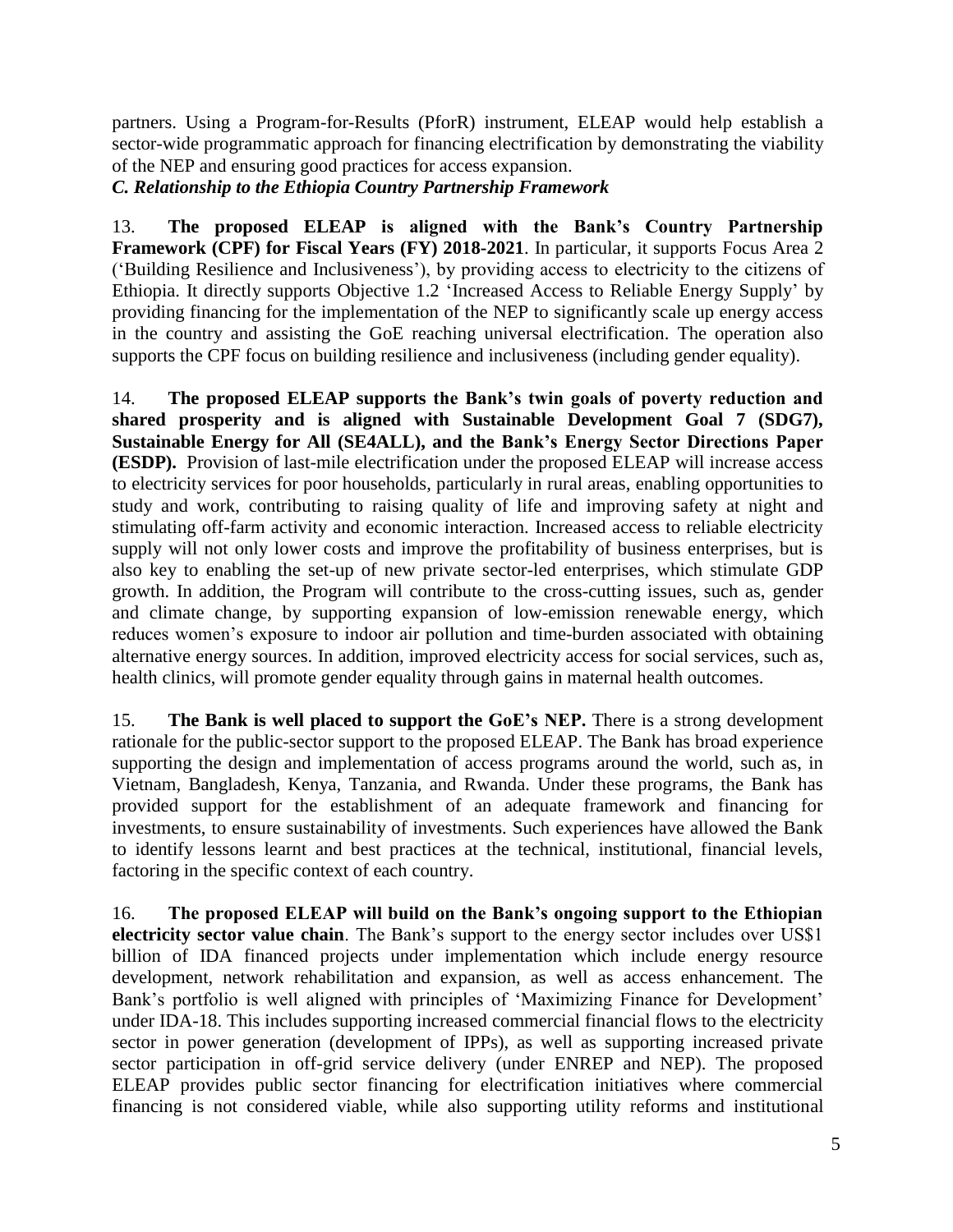partners. Using a Program-for-Results (PforR) instrument, ELEAP would help establish a sector-wide programmatic approach for financing electrification by demonstrating the viability of the NEP and ensuring good practices for access expansion.

***C. Relationship to the Ethiopia Country Partnership Framework***

13. **The proposed ELEAP is aligned with the Bank's Country Partnership Framework (CPF) for Fiscal Years (FY) 2018-2021**. In particular, it supports Focus Area 2 ('Building Resilience and Inclusiveness'), by providing access to electricity to the citizens of Ethiopia. It directly supports Objective 1.2 'Increased Access to Reliable Energy Supply' by providing financing for the implementation of the NEP to significantly scale up energy access in the country and assisting the GoE reaching universal electrification. The operation also supports the CPF focus on building resilience and inclusiveness (including gender equality).

14. **The proposed ELEAP supports the Bank's twin goals of poverty reduction and shared prosperity and is aligned with Sustainable Development Goal 7 (SDG7), Sustainable Energy for All (SE4ALL), and the Bank's Energy Sector Directions Paper (ESDP).** Provision of last-mile electrification under the proposed ELEAP will increase access to electricity services for poor households, particularly in rural areas, enabling opportunities to study and work, contributing to raising quality of life and improving safety at night and stimulating off-farm activity and economic interaction. Increased access to reliable electricity supply will not only lower costs and improve the profitability of business enterprises, but is also key to enabling the set-up of new private sector-led enterprises, which stimulate GDP growth. In addition, the Program will contribute to the cross-cutting issues, such as, gender and climate change, by supporting expansion of low-emission renewable energy, which reduces women's exposure to indoor air pollution and time-burden associated with obtaining alternative energy sources. In addition, improved electricity access for social services, such as, health clinics, will promote gender equality through gains in maternal health outcomes.

15. **The Bank is well placed to support the GoE's NEP.** There is a strong development rationale for the public-sector support to the proposed ELEAP. The Bank has broad experience supporting the design and implementation of access programs around the world, such as, in Vietnam, Bangladesh, Kenya, Tanzania, and Rwanda. Under these programs, the Bank has provided support for the establishment of an adequate framework and financing for investments, to ensure sustainability of investments. Such experiences have allowed the Bank to identify lessons learnt and best practices at the technical, institutional, financial levels, factoring in the specific context of each country.

16. **The proposed ELEAP will build on the Bank's ongoing support to the Ethiopian electricity sector value chain**. The Bank's support to the energy sector includes over US$1 billion of IDA financed projects under implementation which include energy resource development, network rehabilitation and expansion, as well as access enhancement. The Bank's portfolio is well aligned with principles of 'Maximizing Finance for Development' under IDA-18. This includes supporting increased commercial financial flows to the electricity sector in power generation (development of IPPs), as well as supporting increased private sector participation in off-grid service delivery (under ENREP and NEP). The proposed ELEAP provides public sector financing for electrification initiatives where commercial financing is not considered viable, while also supporting utility reforms and institutional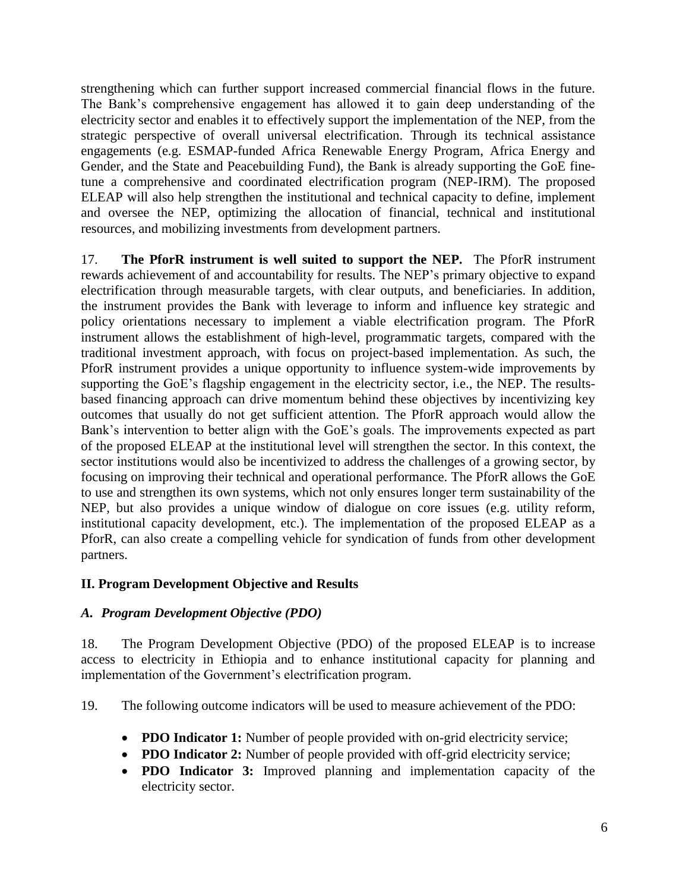strengthening which can further support increased commercial financial flows in the future. The Bank's comprehensive engagement has allowed it to gain deep understanding of the electricity sector and enables it to effectively support the implementation of the NEP, from the strategic perspective of overall universal electrification. Through its technical assistance engagements (e.g. ESMAP-funded Africa Renewable Energy Program, Africa Energy and Gender, and the State and Peacebuilding Fund), the Bank is already supporting the GoE fine-tune a comprehensive and coordinated electrification program (NEP-IRM). The proposed ELEAP will also help strengthen the institutional and technical capacity to define, implement and oversee the NEP, optimizing the allocation of financial, technical and institutional resources, and mobilizing investments from development partners.

17. **The PforR instrument is well suited to support the NEP.** The PforR instrument rewards achievement of and accountability for results. The NEP's primary objective to expand electrification through measurable targets, with clear outputs, and beneficiaries. In addition, the instrument provides the Bank with leverage to inform and influence key strategic and policy orientations necessary to implement a viable electrification program. The PforR instrument allows the establishment of high-level, programmatic targets, compared with the traditional investment approach, with focus on project-based implementation. As such, the PforR instrument provides a unique opportunity to influence system-wide improvements by supporting the GoE's flagship engagement in the electricity sector, i.e., the NEP. The results-based financing approach can drive momentum behind these objectives by incentivizing key outcomes that usually do not get sufficient attention. The PforR approach would allow the Bank's intervention to better align with the GoE's goals. The improvements expected as part of the proposed ELEAP at the institutional level will strengthen the sector. In this context, the sector institutions would also be incentivized to address the challenges of a growing sector, by focusing on improving their technical and operational performance. The PforR allows the GoE to use and strengthen its own systems, which not only ensures longer term sustainability of the NEP, but also provides a unique window of dialogue on core issues (e.g. utility reform, institutional capacity development, etc.). The implementation of the proposed ELEAP as a PforR, can also create a compelling vehicle for syndication of funds from other development partners.

## II. Program Development Objective and Results

### *A. Program Development Objective (PDO)*

18. The Program Development Objective (PDO) of the proposed ELEAP is to increase access to electricity in Ethiopia and to enhance institutional capacity for planning and implementation of the Government's electrification program.

19. The following outcome indicators will be used to measure achievement of the PDO:

- **PDO Indicator 1:** Number of people provided with on-grid electricity service;
- **PDO Indicator 2:** Number of people provided with off-grid electricity service;
- **PDO Indicator 3:** Improved planning and implementation capacity of the electricity sector.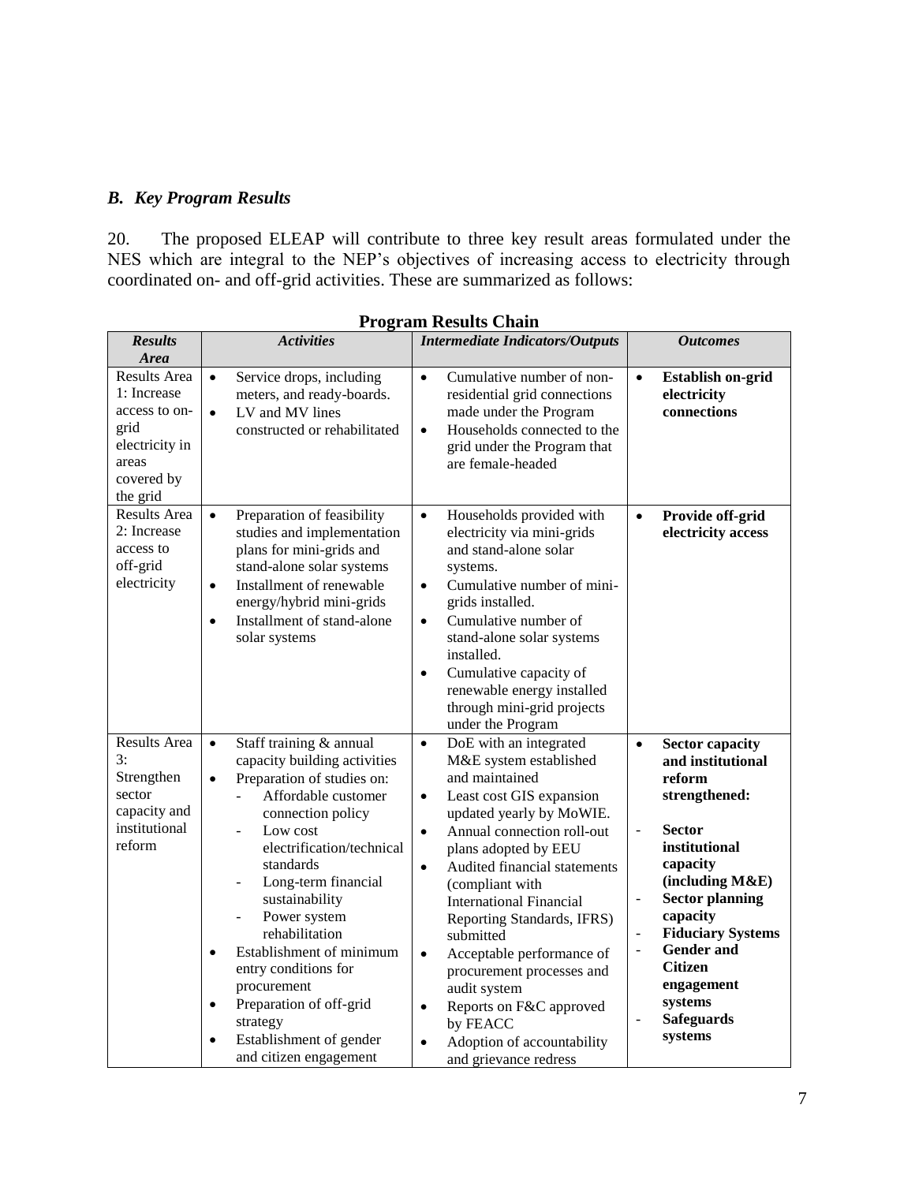### *B. Key Program Results*

20. The proposed ELEAP will contribute to three key result areas formulated under the NES which are integral to the NEP's objectives of increasing access to electricity through coordinated on- and off-grid activities. These are summarized as follows:

**Program Results Chain**

| *Results Area* | *Activities* | *Intermediate Indicators/Outputs* | *Outcomes* |
|---|---|---|---|
| Results Area 1: Increase access to on-grid electricity in areas covered by the grid | • Service drops, including meters, and ready-boards.<br>• LV and MV lines constructed or rehabilitated | • Cumulative number of non-residential grid connections made under the Program<br>• Households connected to the grid under the Program that are female-headed | • **Establish on-grid electricity connections** |
| Results Area 2: Increase access to off-grid electricity | • Preparation of feasibility studies and implementation plans for mini-grids and stand-alone solar systems<br>• Installment of renewable energy/hybrid mini-grids<br>• Installment of stand-alone solar systems | • Households provided with electricity via mini-grids and stand-alone solar systems.<br>• Cumulative number of mini-grids installed.<br>• Cumulative number of stand-alone solar systems installed.<br>• Cumulative capacity of renewable energy installed through mini-grid projects under the Program | • **Provide off-grid electricity access** |
| Results Area 3: Strengthen sector capacity and institutional reform | • Staff training & annual capacity building activities<br>• Preparation of studies on:<br>- Affordable customer connection policy<br>- Low cost electrification/technical standards<br>- Long-term financial sustainability<br>- Power system rehabilitation<br>• Establishment of minimum entry conditions for procurement<br>• Preparation of off-grid strategy<br>• Establishment of gender and citizen engagement | • DoE with an integrated M&E system established and maintained<br>• Least cost GIS expansion updated yearly by MoWIE.<br>• Annual connection roll-out plans adopted by EEU<br>• Audited financial statements (compliant with International Financial Reporting Standards, IFRS) submitted<br>• Acceptable performance of procurement processes and audit system<br>• Reports on F&C approved by FEACC<br>• Adoption of accountability and grievance redress | • **Sector capacity and institutional reform strengthened:**<br>- **Sector institutional capacity (including M&E)**<br>- **Sector planning capacity**<br>- **Fiduciary Systems**<br>- **Gender and Citizen engagement systems**<br>- **Safeguards systems** |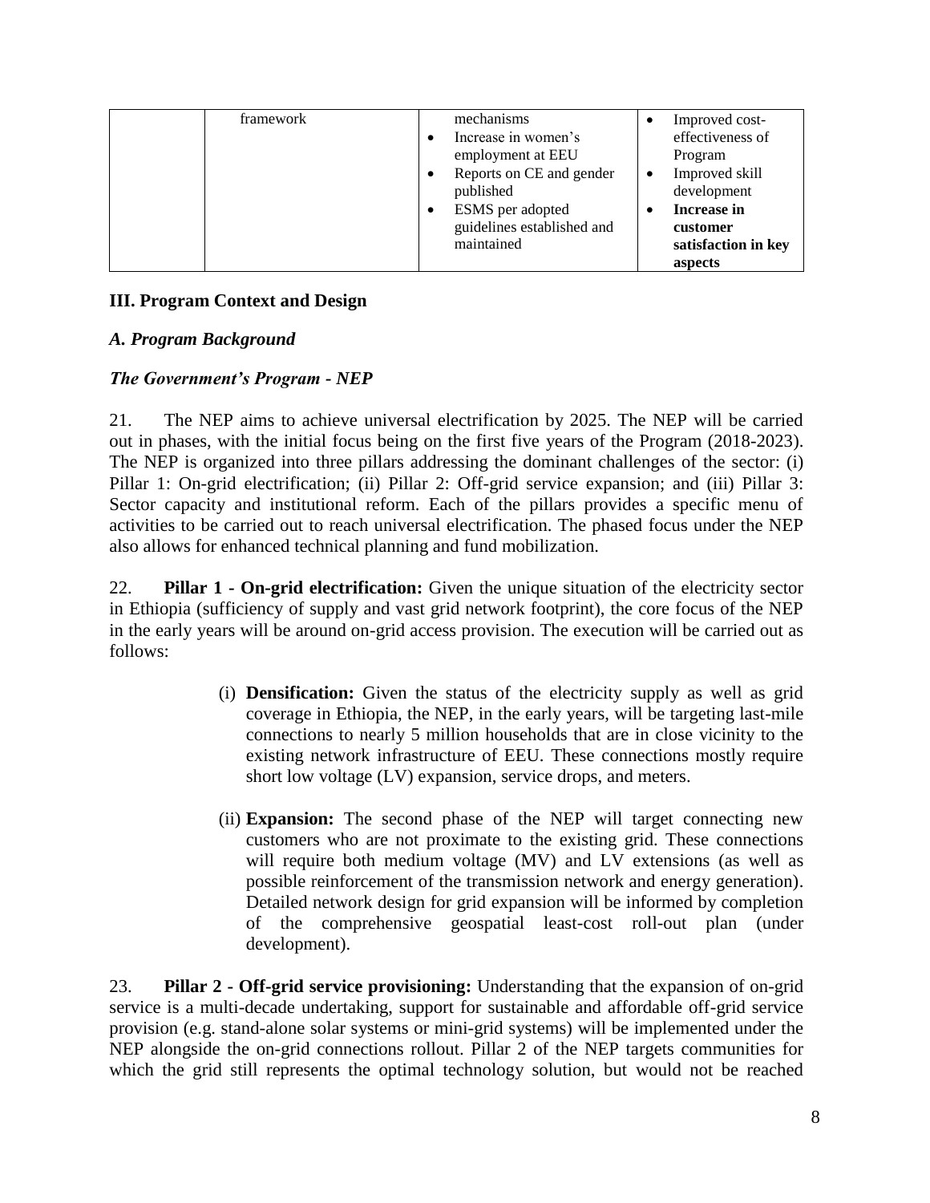|  | framework | mechanisms<br>• Increase in women's employment at EEU<br>• Reports on CE and gender published<br>• ESMS per adopted guidelines established and maintained | • Improved cost-effectiveness of Program<br>• Improved skill development<br>• **Increase in customer satisfaction in key aspects** |
|---|---|---|---|

### III. Program Context and Design

#### *A. Program Background*

***The Government's Program - NEP***

21. The NEP aims to achieve universal electrification by 2025. The NEP will be carried out in phases, with the initial focus being on the first five years of the Program (2018-2023). The NEP is organized into three pillars addressing the dominant challenges of the sector: (i) Pillar 1: On-grid electrification; (ii) Pillar 2: Off-grid service expansion; and (iii) Pillar 3: Sector capacity and institutional reform. Each of the pillars provides a specific menu of activities to be carried out to reach universal electrification. The phased focus under the NEP also allows for enhanced technical planning and fund mobilization.

22. **Pillar 1 - On-grid electrification:** Given the unique situation of the electricity sector in Ethiopia (sufficiency of supply and vast grid network footprint), the core focus of the NEP in the early years will be around on-grid access provision. The execution will be carried out as follows:

(i) **Densification:** Given the status of the electricity supply as well as grid coverage in Ethiopia, the NEP, in the early years, will be targeting last-mile connections to nearly 5 million households that are in close vicinity to the existing network infrastructure of EEU. These connections mostly require short low voltage (LV) expansion, service drops, and meters.

(ii) **Expansion:** The second phase of the NEP will target connecting new customers who are not proximate to the existing grid. These connections will require both medium voltage (MV) and LV extensions (as well as possible reinforcement of the transmission network and energy generation). Detailed network design for grid expansion will be informed by completion of the comprehensive geospatial least-cost roll-out plan (under development).

23. **Pillar 2 - Off-grid service provisioning:** Understanding that the expansion of on-grid service is a multi-decade undertaking, support for sustainable and affordable off-grid service provision (e.g. stand-alone solar systems or mini-grid systems) will be implemented under the NEP alongside the on-grid connections rollout. Pillar 2 of the NEP targets communities for which the grid still represents the optimal technology solution, but would not be reached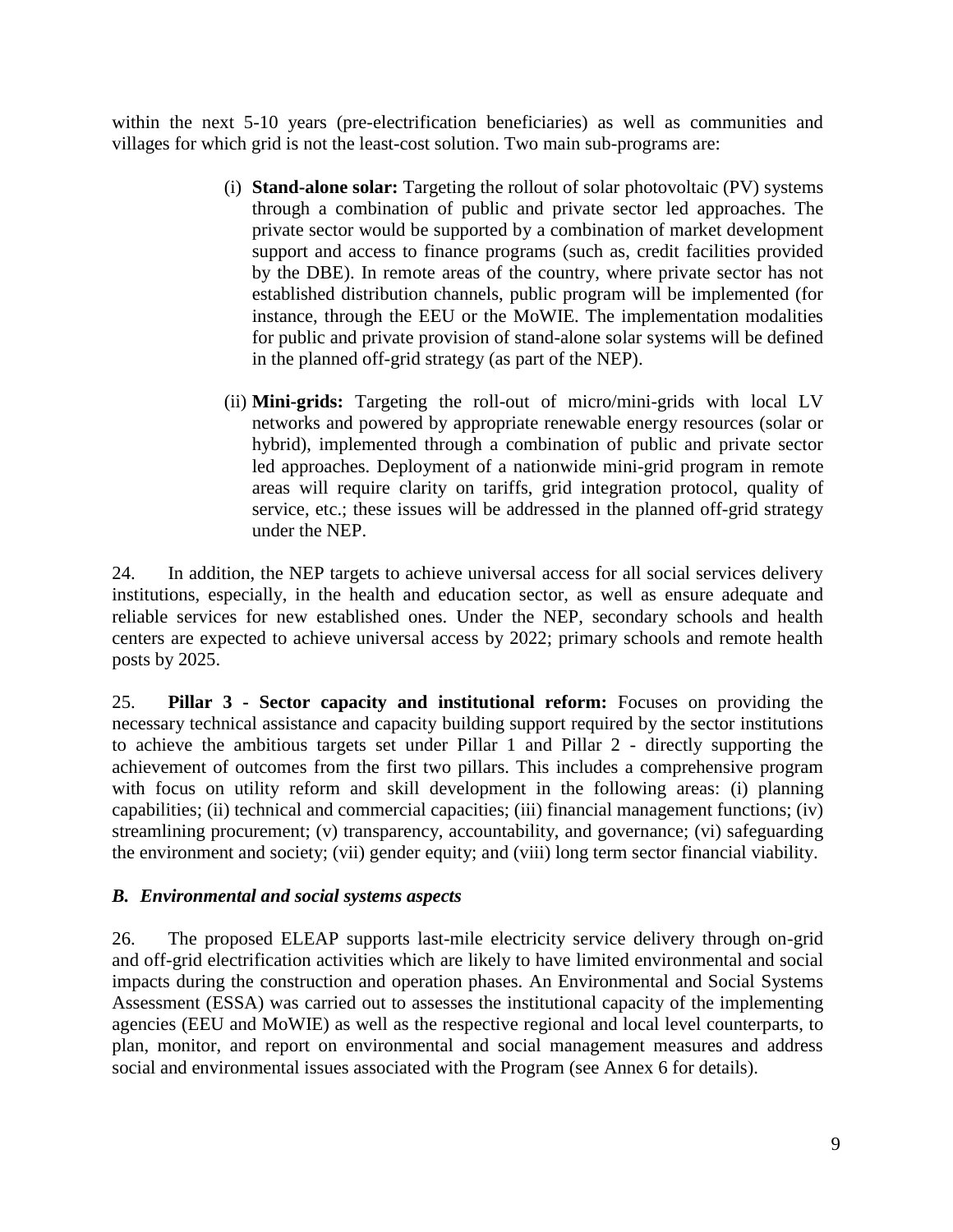within the next 5-10 years (pre-electrification beneficiaries) as well as communities and villages for which grid is not the least-cost solution. Two main sub-programs are:

(i) **Stand-alone solar:** Targeting the rollout of solar photovoltaic (PV) systems through a combination of public and private sector led approaches. The private sector would be supported by a combination of market development support and access to finance programs (such as, credit facilities provided by the DBE). In remote areas of the country, where private sector has not established distribution channels, public program will be implemented (for instance, through the EEU or the MoWIE. The implementation modalities for public and private provision of stand-alone solar systems will be defined in the planned off-grid strategy (as part of the NEP).

(ii) **Mini-grids:** Targeting the roll-out of micro/mini-grids with local LV networks and powered by appropriate renewable energy resources (solar or hybrid), implemented through a combination of public and private sector led approaches. Deployment of a nationwide mini-grid program in remote areas will require clarity on tariffs, grid integration protocol, quality of service, etc.; these issues will be addressed in the planned off-grid strategy under the NEP.

24. In addition, the NEP targets to achieve universal access for all social services delivery institutions, especially, in the health and education sector, as well as ensure adequate and reliable services for new established ones. Under the NEP, secondary schools and health centers are expected to achieve universal access by 2022; primary schools and remote health posts by 2025.

25. **Pillar 3 - Sector capacity and institutional reform:** Focuses on providing the necessary technical assistance and capacity building support required by the sector institutions to achieve the ambitious targets set under Pillar 1 and Pillar 2 - directly supporting the achievement of outcomes from the first two pillars. This includes a comprehensive program with focus on utility reform and skill development in the following areas: (i) planning capabilities; (ii) technical and commercial capacities; (iii) financial management functions; (iv) streamlining procurement; (v) transparency, accountability, and governance; (vi) safeguarding the environment and society; (vii) gender equity; and (viii) long term sector financial viability.

### *B. Environmental and social systems aspects*

26. The proposed ELEAP supports last-mile electricity service delivery through on-grid and off-grid electrification activities which are likely to have limited environmental and social impacts during the construction and operation phases. An Environmental and Social Systems Assessment (ESSA) was carried out to assesses the institutional capacity of the implementing agencies (EEU and MoWIE) as well as the respective regional and local level counterparts, to plan, monitor, and report on environmental and social management measures and address social and environmental issues associated with the Program (see Annex 6 for details).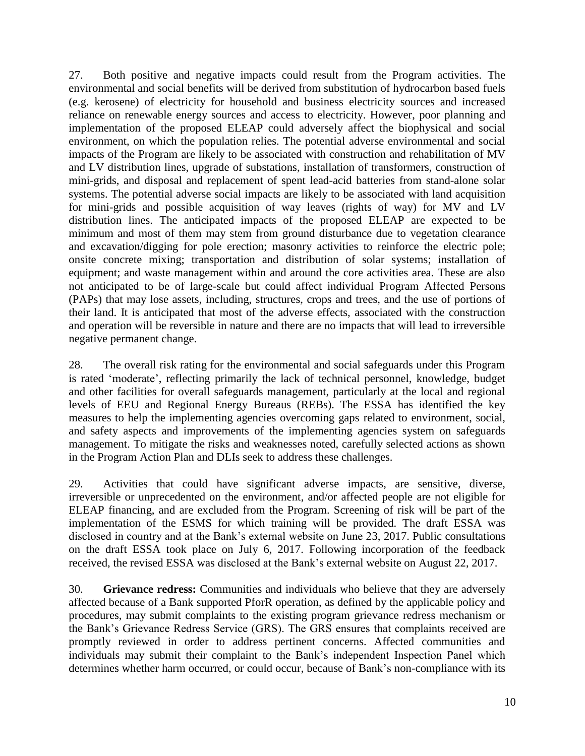27. Both positive and negative impacts could result from the Program activities. The environmental and social benefits will be derived from substitution of hydrocarbon based fuels (e.g. kerosene) of electricity for household and business electricity sources and increased reliance on renewable energy sources and access to electricity. However, poor planning and implementation of the proposed ELEAP could adversely affect the biophysical and social environment, on which the population relies. The potential adverse environmental and social impacts of the Program are likely to be associated with construction and rehabilitation of MV and LV distribution lines, upgrade of substations, installation of transformers, construction of mini-grids, and disposal and replacement of spent lead-acid batteries from stand-alone solar systems. The potential adverse social impacts are likely to be associated with land acquisition for mini-grids and possible acquisition of way leaves (rights of way) for MV and LV distribution lines. The anticipated impacts of the proposed ELEAP are expected to be minimum and most of them may stem from ground disturbance due to vegetation clearance and excavation/digging for pole erection; masonry activities to reinforce the electric pole; onsite concrete mixing; transportation and distribution of solar systems; installation of equipment; and waste management within and around the core activities area. These are also not anticipated to be of large-scale but could affect individual Program Affected Persons (PAPs) that may lose assets, including, structures, crops and trees, and the use of portions of their land. It is anticipated that most of the adverse effects, associated with the construction and operation will be reversible in nature and there are no impacts that will lead to irreversible negative permanent change.

28. The overall risk rating for the environmental and social safeguards under this Program is rated 'moderate', reflecting primarily the lack of technical personnel, knowledge, budget and other facilities for overall safeguards management, particularly at the local and regional levels of EEU and Regional Energy Bureaus (REBs). The ESSA has identified the key measures to help the implementing agencies overcoming gaps related to environment, social, and safety aspects and improvements of the implementing agencies system on safeguards management. To mitigate the risks and weaknesses noted, carefully selected actions as shown in the Program Action Plan and DLIs seek to address these challenges.

29. Activities that could have significant adverse impacts, are sensitive, diverse, irreversible or unprecedented on the environment, and/or affected people are not eligible for ELEAP financing, and are excluded from the Program. Screening of risk will be part of the implementation of the ESMS for which training will be provided. The draft ESSA was disclosed in country and at the Bank's external website on June 23, 2017. Public consultations on the draft ESSA took place on July 6, 2017. Following incorporation of the feedback received, the revised ESSA was disclosed at the Bank's external website on August 22, 2017.

30. **Grievance redress:** Communities and individuals who believe that they are adversely affected because of a Bank supported PforR operation, as defined by the applicable policy and procedures, may submit complaints to the existing program grievance redress mechanism or the Bank's Grievance Redress Service (GRS). The GRS ensures that complaints received are promptly reviewed in order to address pertinent concerns. Affected communities and individuals may submit their complaint to the Bank's independent Inspection Panel which determines whether harm occurred, or could occur, because of Bank's non-compliance with its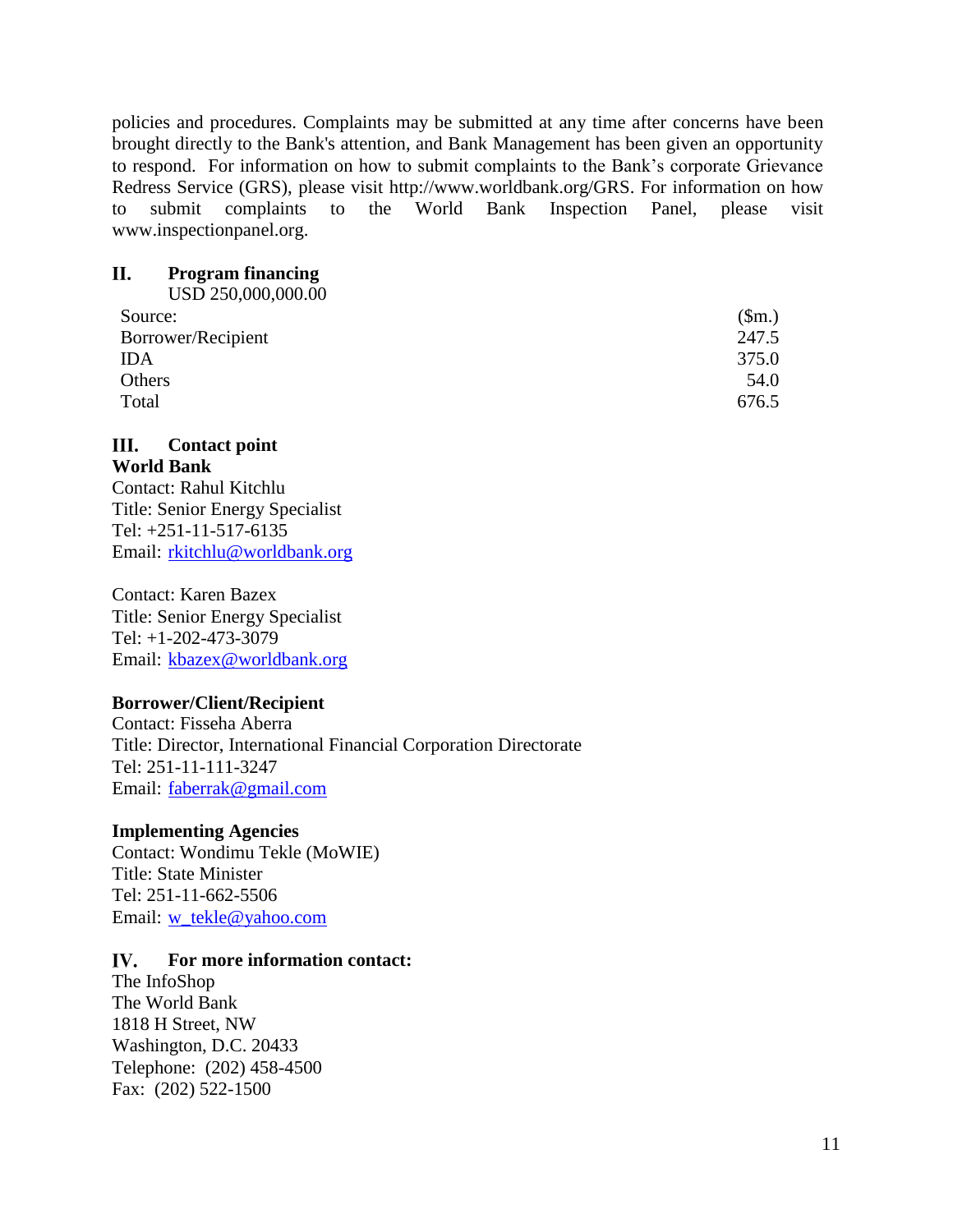policies and procedures. Complaints may be submitted at any time after concerns have been brought directly to the Bank's attention, and Bank Management has been given an opportunity to respond. For information on how to submit complaints to the Bank's corporate Grievance Redress Service (GRS), please visit http://www.worldbank.org/GRS. For information on how to submit complaints to the World Bank Inspection Panel, please visit www.inspectionpanel.org.

## II. Program financing

USD 250,000,000.00

| Source: | ($m.) |
|---|---|
| Borrower/Recipient | 247.5 |
| IDA | 375.0 |
| Others | 54.0 |
| Total | 676.5 |

## III. Contact point

**World Bank**

Contact: Rahul Kitchlu
Title: Senior Energy Specialist
Tel: +251-11-517-6135
Email: rkitchlu@worldbank.org

Contact: Karen Bazex
Title: Senior Energy Specialist
Tel: +1-202-473-3079
Email: kbazex@worldbank.org

**Borrower/Client/Recipient**

Contact: Fisseha Aberra
Title: Director, International Financial Corporation Directorate
Tel: 251-11-111-3247
Email: faberrak@gmail.com

**Implementing Agencies**

Contact: Wondimu Tekle (MoWIE)
Title: State Minister
Tel: 251-11-662-5506
Email: w_tekle@yahoo.com

## IV. For more information contact:

The InfoShop
The World Bank
1818 H Street, NW
Washington, D.C. 20433
Telephone: (202) 458-4500
Fax: (202) 522-1500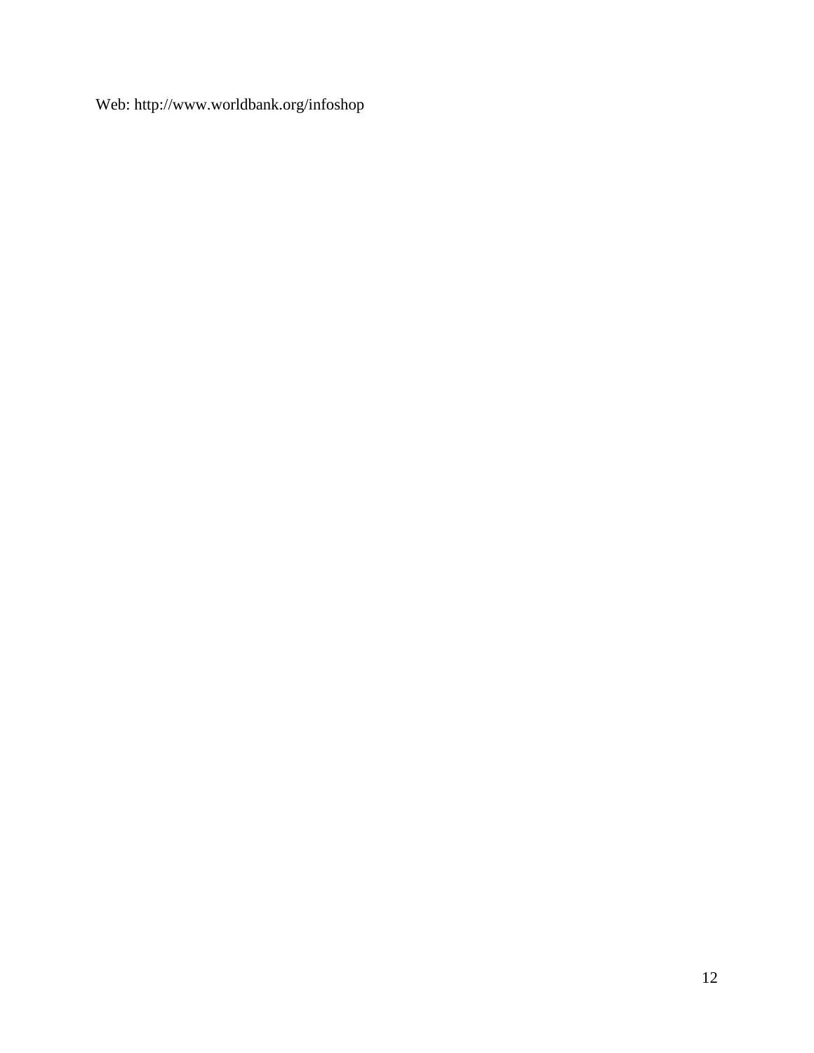Web: http://www.worldbank.org/infoshop